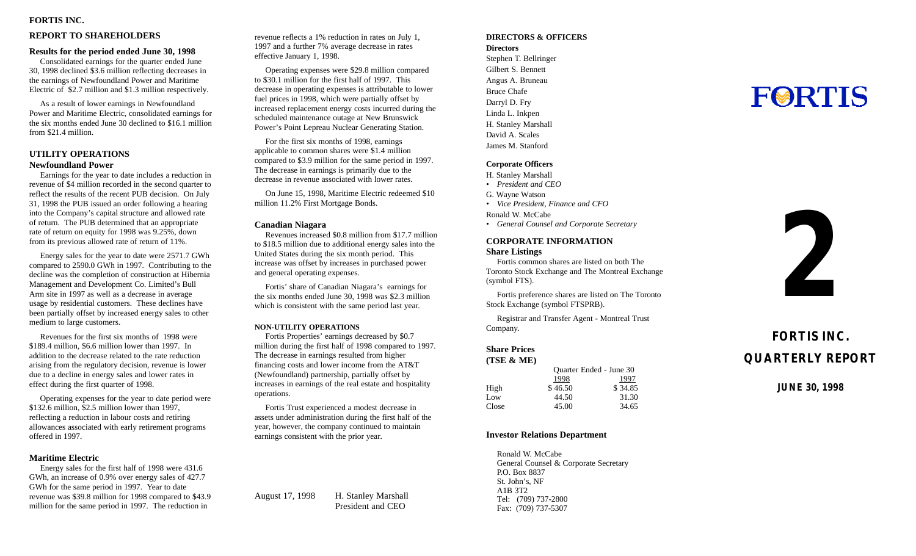**FORTIS INC.**

## REPORT TO SHAREHOLDERS

### Results for the period ended June 30, 1998

Consolidated earnings for the quarter ended June 30, 1998 declined $3.6 million reflecting decreases in the earnings of Newfoundland Power and Maritime Electric of $2.7 million and $1.3 million respectively.

As a result of lower earnings in Newfoundland Power and Maritime Electric, consolidated earnings for the six months ended June 30 declined to $16.1 million from $21.4 million.

## UTILITY OPERATIONS

### Newfoundland Power

Earnings for the year to date includes a reduction in revenue of $4 million recorded in the second quarter to reflect the results of the recent PUB decision. On July 31, 1998 the PUB issued an order following a hearing into the Company's capital structure and allowed rate of return. The PUB determined that an appropriate rate of return on equity for 1998 was 9.25%, down from its previous allowed rate of return of 11%.

Energy sales for the year to date were 2571.7 GWh compared to 2590.0 GWh in 1997. Contributing to the decline was the completion of construction at Hibernia Management and Development Co. Limited's Bull Arm site in 1997 as well as a decrease in average usage by residential customers. These declines have been partially offset by increased energy sales to other medium to large customers.

Revenues for the first six months of 1998 were $189.4 million, $6.6 million lower than 1997. In addition to the decrease related to the rate reduction arising from the regulatory decision, revenue is lower due to a decline in energy sales and lower rates in effect during the first quarter of 1998.

Operating expenses for the year to date period were $132.6 million, $2.5 million lower than 1997, reflecting a reduction in labour costs and retiring allowances associated with early retirement programs offered in 1997.

### Maritime Electric

Energy sales for the first half of 1998 were 431.6 GWh, an increase of 0.9% over energy sales of 427.7 GWh for the same period in 1997. Year to date revenue was $39.8 million for 1998 compared to $43.9 million for the same period in 1997. The reduction in revenue reflects a 1% reduction in rates on July 1, 1997 and a further 7% average decrease in rates effective January 1, 1998.

Operating expenses were $29.8 million compared to $30.1 million for the first half of 1997. This decrease in operating expenses is attributable to lower fuel prices in 1998, which were partially offset by increased replacement energy costs incurred during the scheduled maintenance outage at New Brunswick Power's Point Lepreau Nuclear Generating Station.

For the first six months of 1998, earnings applicable to common shares were $1.4 million compared to $3.9 million for the same period in 1997. The decrease in earnings is primarily due to the decrease in revenue associated with lower rates.

On June 15, 1998, Maritime Electric redeemed $10 million 11.2% First Mortgage Bonds.

### Canadian Niagara

Revenues increased $0.8 million from $17.7 million to $18.5 million due to additional energy sales into the United States during the six month period. This increase was offset by increases in purchased power and general operating expenses.

Fortis' share of Canadian Niagara's earnings for the six months ended June 30, 1998 was $2.3 million which is consistent with the same period last year.

#### NON-UTILITY OPERATIONS

Fortis Properties' earnings decreased by $0.7 million during the first half of 1998 compared to 1997. The decrease in earnings resulted from higher financing costs and lower income from the AT&T (Newfoundland) partnership, partially offset by increases in earnings of the real estate and hospitality operations.

Fortis Trust experienced a modest decrease in assets under administration during the first half of the year, however, the company continued to maintain earnings consistent with the prior year.

August 17, 1998 H. Stanley Marshall
President and CEO

## DIRECTORS & OFFICERS

**Directors**

Stephen T. Bellringer
Gilbert S. Bennett
Angus A. Bruneau
Bruce Chafe
Darryl D. Fry
Linda L. Inkpen
H. Stanley Marshall
David A. Scales
James M. Stanford

**Corporate Officers**

H. Stanley Marshall
- *President and CEO*

G. Wayne Watson
- *Vice President, Finance and CFO*

Ronald W. McCabe
- *General Counsel and Corporate Secretary*

## CORPORATE INFORMATION

**Share Listings**

Fortis common shares are listed on both The Toronto Stock Exchange and The Montreal Exchange (symbol FTS).

Fortis preference shares are listed on The Toronto Stock Exchange (symbol FTSPRB).

Registrar and Transfer Agent - Montreal Trust Company.

**Share Prices (TSE & ME)**

| | Quarter Ended - June 30 | |
|---|---|---|
| | 1998 | 1997 |
| High | $ 46.50 | $ 34.85 |
| Low | 44.50 | 31.30 |
| Close | 45.00 | 34.65 |

**Investor Relations Department**

Ronald W. McCabe
General Counsel & Corporate Secretary
P.O. Box 8837
St. John's, NF
A1B 3T2
Tel: (709) 737-2800
Fax: (709) 737-5307

# FORTIS

**2**

## FORTIS INC.
## QUARTERLY REPORT

**JUNE 30, 1998**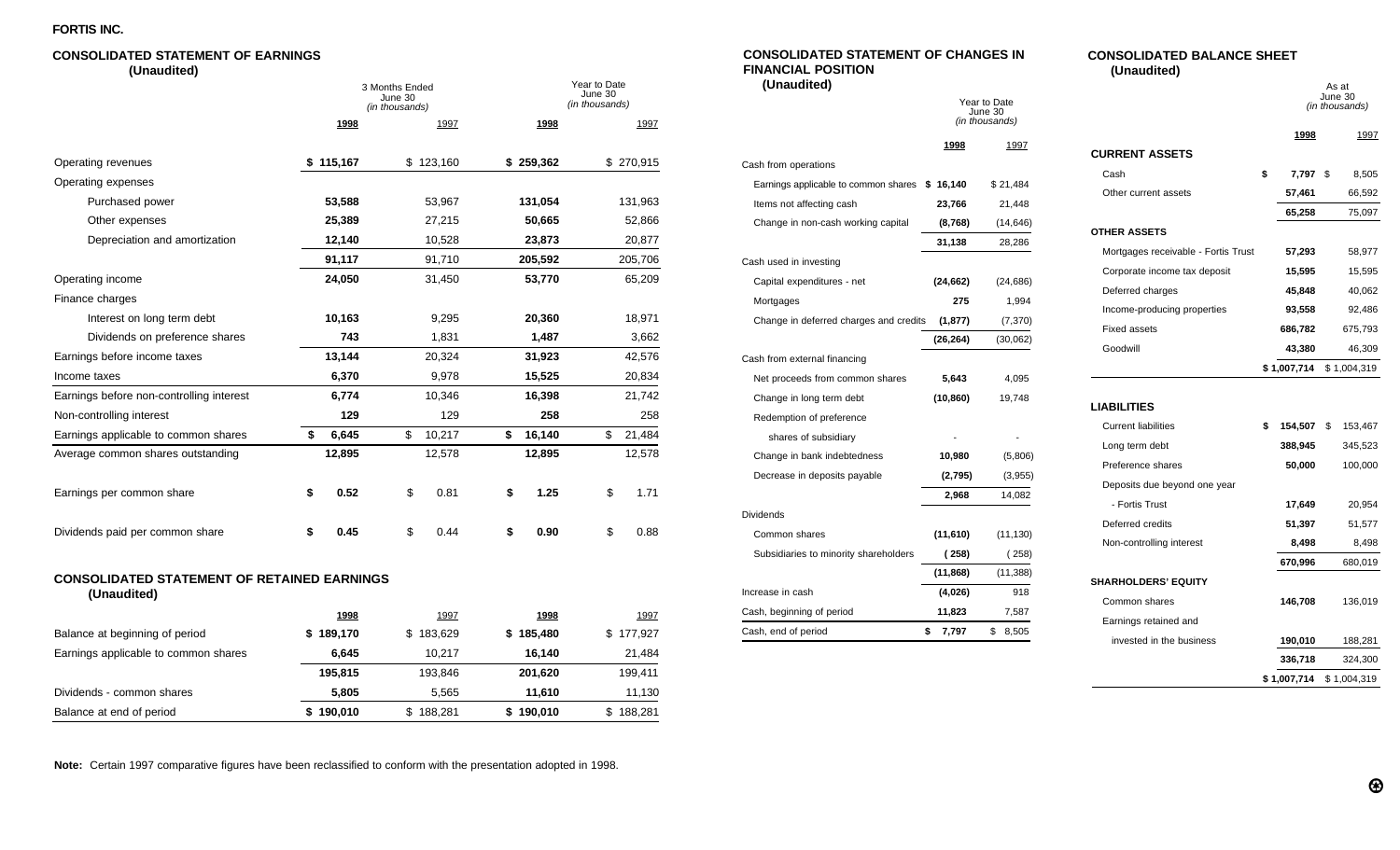**FORTIS INC.**

## CONSOLIDATED STATEMENT OF EARNINGS
(Unaudited)

| | 3 Months Ended June 30 *(in thousands)* | | Year to Date June 30 *(in thousands)* | |
|---|---|---|---|---|
| | **1998** | 1997 | **1998** | 1997 |
| Operating revenues | **$ 115,167** | $ 123,160 | **$ 259,362** | $ 270,915 |
| Operating expenses | | | | |
| Purchased power | **53,588** | 53,967 | **131,054** | 131,963 |
| Other expenses | **25,389** | 27,215 | **50,665** | 52,866 |
| Depreciation and amortization | **12,140** | 10,528 | **23,873** | 20,877 |
| | **91,117** | 91,710 | **205,592** | 205,706 |
| Operating income | **24,050** | 31,450 | **53,770** | 65,209 |
| Finance charges | | | | |
| Interest on long term debt | **10,163** | 9,295 | **20,360** | 18,971 |
| Dividends on preference shares | **743** | 1,831 | **1,487** | 3,662 |
| Earnings before income taxes | **13,144** | 20,324 | **31,923** | 42,576 |
| Income taxes | **6,370** | 9,978 | **15,525** | 20,834 |
| Earnings before non-controlling interest | **6,774** | 10,346 | **16,398** | 21,742 |
| Non-controlling interest | **129** | 129 | **258** | 258 |
| Earnings applicable to common shares | **$ 6,645** | $ 10,217 | **$ 16,140** | $ 21,484 |
| Average common shares outstanding | **12,895** | 12,578 | **12,895** | 12,578 |
| Earnings per common share | **$ 0.52** | $ 0.81 | **$ 1.25** | $ 1.71 |
| Dividends paid per common share | **$ 0.45** | $ 0.44 | **$ 0.90** | $ 0.88 |

## CONSOLIDATED STATEMENT OF RETAINED EARNINGS
(Unaudited)

| | **1998** | 1997 | **1998** | 1997 |
|---|---|---|---|---|
| Balance at beginning of period | **$ 189,170** | $ 183,629 | **$ 185,480** | $ 177,927 |
| Earnings applicable to common shares | **6,645** | 10,217 | **16,140** | 21,484 |
| | **195,815** | 193,846 | **201,620** | 199,411 |
| Dividends - common shares | **5,805** | 5,565 | **11,610** | 11,130 |
| Balance at end of period | **$ 190,010** | $ 188,281 | **$ 190,010** | $ 188,281 |

**Note:** Certain 1997 comparative figures have been reclassified to conform with the presentation adopted in 1998.

## CONSOLIDATED STATEMENT OF CHANGES IN FINANCIAL POSITION
(Unaudited)

| | Year to Date June 30 *(in thousands)* | |
|---|---|---|
| | **1998** | 1997 |
| Cash from operations | | |
| Earnings applicable to common shares | **$ 16,140** | $ 21,484 |
| Items not affecting cash | **23,766** | 21,448 |
| Change in non-cash working capital | **(8,768)** | (14,646) |
| | **31,138** | 28,286 |
| Cash used in investing | | |
| Capital expenditures - net | **(24,662)** | (24,686) |
| Mortgages | **275** | 1,994 |
| Change in deferred charges and credits | **(1,877)** | (7,370) |
| | **(26,264)** | (30,062) |
| Cash from external financing | | |
| Net proceeds from common shares | **5,643** | 4,095 |
| Change in long term debt | **(10,860)** | 19,748 |
| Redemption of preference shares of subsidiary | **-** | - |
| Change in bank indebtedness | **10,980** | (5,806) |
| Decrease in deposits payable | **(2,795)** | (3,955) |
| | **2,968** | 14,082 |
| Dividends | | |
| Common shares | **(11,610)** | (11,130) |
| Subsidiaries to minority shareholders | **( 258)** | ( 258) |
| | **(11,868)** | (11,388) |
| Increase in cash | **(4,026)** | 918 |
| Cash, beginning of period | **11,823** | 7,587 |
| Cash, end of period | **$ 7,797** | $ 8,505 |

## CONSOLIDATED BALANCE SHEET
(Unaudited)

| | As at June 30 *(in thousands)* | |
|---|---|---|
| | **1998** | 1997 |
| **CURRENT ASSETS** | | |
| Cash | **$ 7,797** | $ 8,505 |
| Other current assets | **57,461** | 66,592 |
| | **65,258** | 75,097 |
| **OTHER ASSETS** | | |
| Mortgages receivable - Fortis Trust | **57,293** | 58,977 |
| Corporate income tax deposit | **15,595** | 15,595 |
| Deferred charges | **45,848** | 40,062 |
| Income-producing properties | **93,558** | 92,486 |
| Fixed assets | **686,782** | 675,793 |
| Goodwill | **43,380** | 46,309 |
| | **$ 1,007,714** | $ 1,004,319 |
| **LIABILITIES** | | |
| Current liabilities | **$ 154,507** | $ 153,467 |
| Long term debt | **388,945** | 345,523 |
| Preference shares | **50,000** | 100,000 |
| Deposits due beyond one year - Fortis Trust | **17,649** | 20,954 |
| Deferred credits | **51,397** | 51,577 |
| Non-controlling interest | **8,498** | 8,498 |
| | **670,996** | 680,019 |
| **SHAREHOLDERS' EQUITY** | | |
| Common shares | **146,708** | 136,019 |
| Earnings retained and invested in the business | **190,010** | 188,281 |
| | **336,718** | 324,300 |
| | **$ 1,007,714** | $ 1,004,319 |